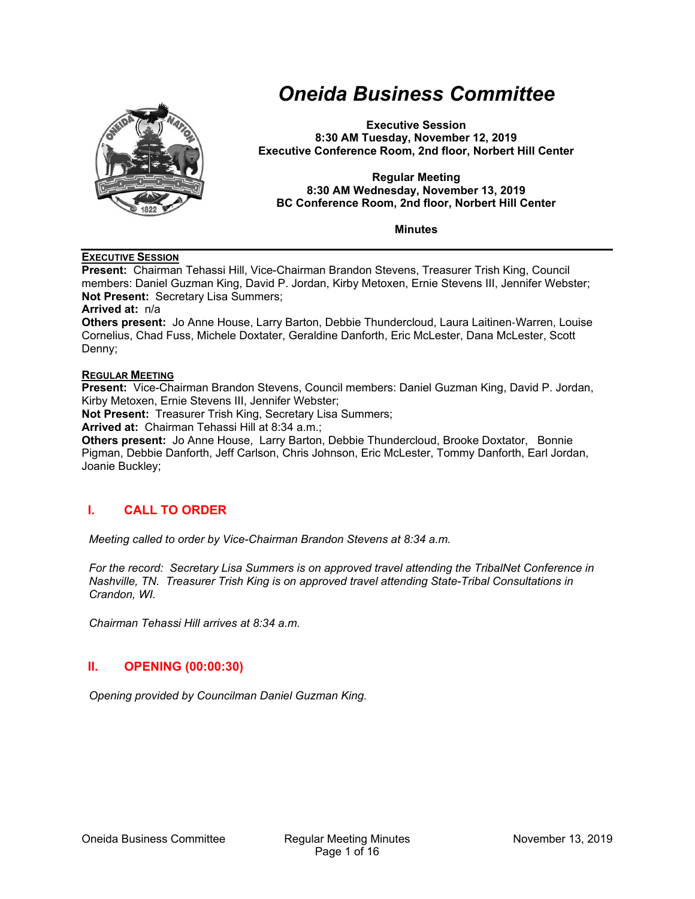# *Oneida Business Committee*

**Executive Session**
**8:30 AM Tuesday, November 12, 2019**
**Executive Conference Room, 2nd floor, Norbert Hill Center**

**Regular Meeting**
**8:30 AM Wednesday, November 13, 2019**
**BC Conference Room, 2nd floor, Norbert Hill Center**

**Minutes**

---

**EXECUTIVE SESSION**

**Present:** Chairman Tehassi Hill, Vice-Chairman Brandon Stevens, Treasurer Trish King, Council members: Daniel Guzman King, David P. Jordan, Kirby Metoxen, Ernie Stevens III, Jennifer Webster;
**Not Present:** Secretary Lisa Summers;
**Arrived at:** n/a
**Others present:** Jo Anne House, Larry Barton, Debbie Thundercloud, Laura Laitinen-Warren, Louise Cornelius, Chad Fuss, Michele Doxtater, Geraldine Danforth, Eric McLester, Dana McLester, Scott Denny;

**REGULAR MEETING**

**Present:** Vice-Chairman Brandon Stevens, Council members: Daniel Guzman King, David P. Jordan, Kirby Metoxen, Ernie Stevens III, Jennifer Webster;
**Not Present:** Treasurer Trish King, Secretary Lisa Summers;
**Arrived at:** Chairman Tehassi Hill at 8:34 a.m.;
**Others present:** Jo Anne House, Larry Barton, Debbie Thundercloud, Brooke Doxtator, Bonnie Pigman, Debbie Danforth, Jeff Carlson, Chris Johnson, Eric McLester, Tommy Danforth, Earl Jordan, Joanie Buckley;

## I. CALL TO ORDER

*Meeting called to order by Vice-Chairman Brandon Stevens at 8:34 a.m.*

*For the record: Secretary Lisa Summers is on approved travel attending the TribalNet Conference in Nashville, TN. Treasurer Trish King is on approved travel attending State-Tribal Consultations in Crandon, WI.*

*Chairman Tehassi Hill arrives at 8:34 a.m.*

## II. OPENING (00:00:30)

*Opening provided by Councilman Daniel Guzman King.*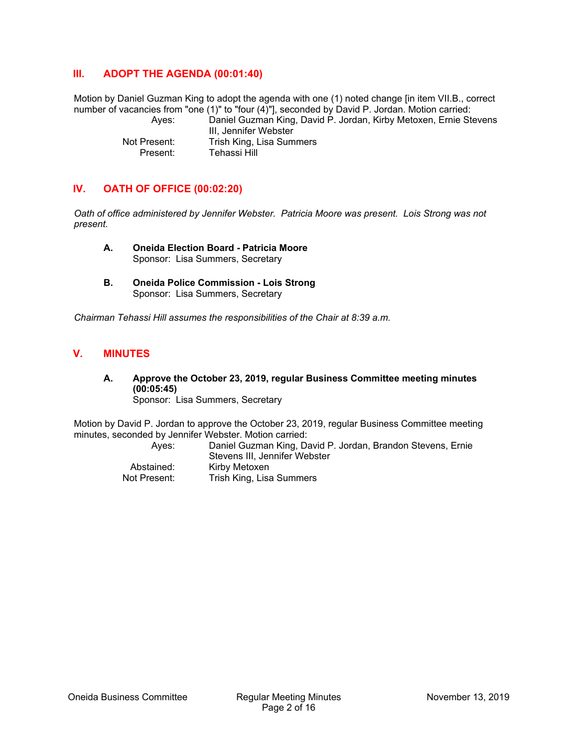## III. ADOPT THE AGENDA (00:01:40)

Motion by Daniel Guzman King to adopt the agenda with one (1) noted change [in item VII.B., correct number of vacancies from "one (1)" to "four (4)"], seconded by David P. Jordan. Motion carried:

| | |
|---|---|
| Ayes: | Daniel Guzman King, David P. Jordan, Kirby Metoxen, Ernie Stevens III, Jennifer Webster |
| Not Present: | Trish King, Lisa Summers |
| Present: | Tehassi Hill |

## IV. OATH OF OFFICE (00:02:20)

*Oath of office administered by Jennifer Webster. Patricia Moore was present. Lois Strong was not present.*

### A. Oneida Election Board - Patricia Moore

Sponsor: Lisa Summers, Secretary

### B. Oneida Police Commission - Lois Strong

Sponsor: Lisa Summers, Secretary

*Chairman Tehassi Hill assumes the responsibilities of the Chair at 8:39 a.m.*

## V. MINUTES

### A. Approve the October 23, 2019, regular Business Committee meeting minutes (00:05:45)

Sponsor: Lisa Summers, Secretary

Motion by David P. Jordan to approve the October 23, 2019, regular Business Committee meeting minutes, seconded by Jennifer Webster. Motion carried:

| | |
|---|---|
| Ayes: | Daniel Guzman King, David P. Jordan, Brandon Stevens, Ernie Stevens III, Jennifer Webster |
| Abstained: | Kirby Metoxen |
| Not Present: | Trish King, Lisa Summers |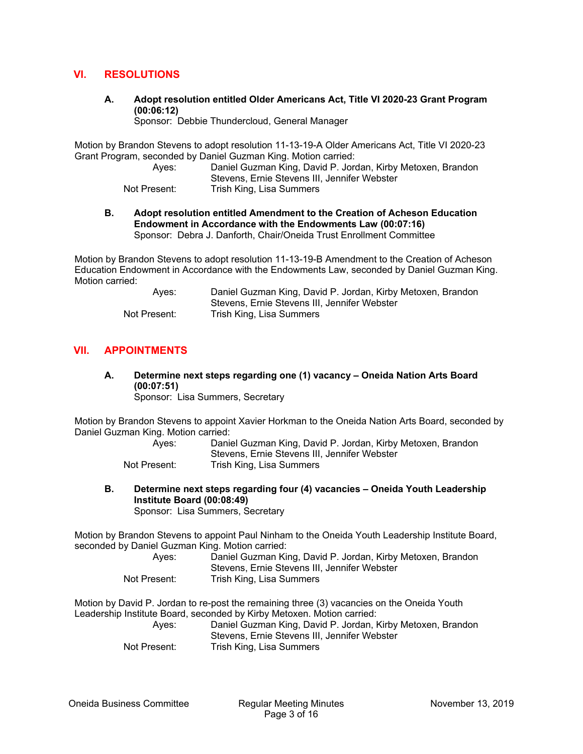## VI. RESOLUTIONS

**A. Adopt resolution entitled Older Americans Act, Title VI 2020-23 Grant Program (00:06:12)**
Sponsor: Debbie Thundercloud, General Manager

Motion by Brandon Stevens to adopt resolution 11-13-19-A Older Americans Act, Title VI 2020-23 Grant Program, seconded by Daniel Guzman King. Motion carried:

Ayes: Daniel Guzman King, David P. Jordan, Kirby Metoxen, Brandon Stevens, Ernie Stevens III, Jennifer Webster
Not Present: Trish King, Lisa Summers

**B. Adopt resolution entitled Amendment to the Creation of Acheson Education Endowment in Accordance with the Endowments Law (00:07:16)**
Sponsor: Debra J. Danforth, Chair/Oneida Trust Enrollment Committee

Motion by Brandon Stevens to adopt resolution 11-13-19-B Amendment to the Creation of Acheson Education Endowment in Accordance with the Endowments Law, seconded by Daniel Guzman King. Motion carried:

Ayes: Daniel Guzman King, David P. Jordan, Kirby Metoxen, Brandon Stevens, Ernie Stevens III, Jennifer Webster
Not Present: Trish King, Lisa Summers

## VII. APPOINTMENTS

**A. Determine next steps regarding one (1) vacancy – Oneida Nation Arts Board (00:07:51)**
Sponsor: Lisa Summers, Secretary

Motion by Brandon Stevens to appoint Xavier Horkman to the Oneida Nation Arts Board, seconded by Daniel Guzman King. Motion carried:

Ayes: Daniel Guzman King, David P. Jordan, Kirby Metoxen, Brandon Stevens, Ernie Stevens III, Jennifer Webster
Not Present: Trish King, Lisa Summers

**B. Determine next steps regarding four (4) vacancies – Oneida Youth Leadership Institute Board (00:08:49)**
Sponsor: Lisa Summers, Secretary

Motion by Brandon Stevens to appoint Paul Ninham to the Oneida Youth Leadership Institute Board, seconded by Daniel Guzman King. Motion carried:

Ayes: Daniel Guzman King, David P. Jordan, Kirby Metoxen, Brandon Stevens, Ernie Stevens III, Jennifer Webster
Not Present: Trish King, Lisa Summers

Motion by David P. Jordan to re-post the remaining three (3) vacancies on the Oneida Youth Leadership Institute Board, seconded by Kirby Metoxen. Motion carried:

Ayes: Daniel Guzman King, David P. Jordan, Kirby Metoxen, Brandon Stevens, Ernie Stevens III, Jennifer Webster
Not Present: Trish King, Lisa Summers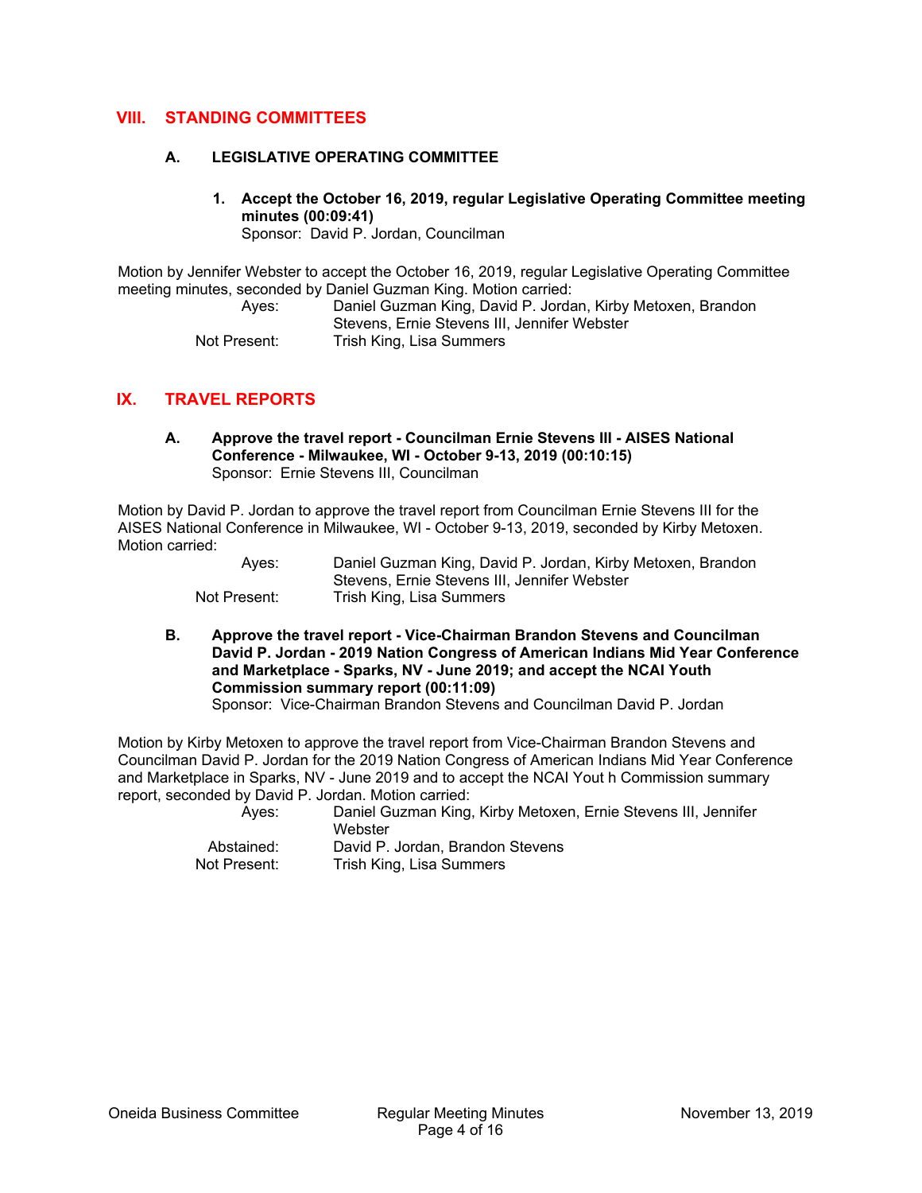## VIII. STANDING COMMITTEES

### A. LEGISLATIVE OPERATING COMMITTEE

**1. Accept the October 16, 2019, regular Legislative Operating Committee meeting minutes (00:09:41)**
Sponsor: David P. Jordan, Councilman

Motion by Jennifer Webster to accept the October 16, 2019, regular Legislative Operating Committee meeting minutes, seconded by Daniel Guzman King. Motion carried:

Ayes: Daniel Guzman King, David P. Jordan, Kirby Metoxen, Brandon Stevens, Ernie Stevens III, Jennifer Webster
Not Present: Trish King, Lisa Summers

## IX. TRAVEL REPORTS

**A. Approve the travel report - Councilman Ernie Stevens III - AISES National Conference - Milwaukee, WI - October 9-13, 2019 (00:10:15)**
Sponsor: Ernie Stevens III, Councilman

Motion by David P. Jordan to approve the travel report from Councilman Ernie Stevens III for the AISES National Conference in Milwaukee, WI - October 9-13, 2019, seconded by Kirby Metoxen. Motion carried:

Ayes: Daniel Guzman King, David P. Jordan, Kirby Metoxen, Brandon Stevens, Ernie Stevens III, Jennifer Webster
Not Present: Trish King, Lisa Summers

**B. Approve the travel report - Vice-Chairman Brandon Stevens and Councilman David P. Jordan - 2019 Nation Congress of American Indians Mid Year Conference and Marketplace - Sparks, NV - June 2019; and accept the NCAI Youth Commission summary report (00:11:09)**
Sponsor: Vice-Chairman Brandon Stevens and Councilman David P. Jordan

Motion by Kirby Metoxen to approve the travel report from Vice-Chairman Brandon Stevens and Councilman David P. Jordan for the 2019 Nation Congress of American Indians Mid Year Conference and Marketplace in Sparks, NV - June 2019 and to accept the NCAI Yout h Commission summary report, seconded by David P. Jordan. Motion carried:

Ayes: Daniel Guzman King, Kirby Metoxen, Ernie Stevens III, Jennifer Webster
Abstained: David P. Jordan, Brandon Stevens
Not Present: Trish King, Lisa Summers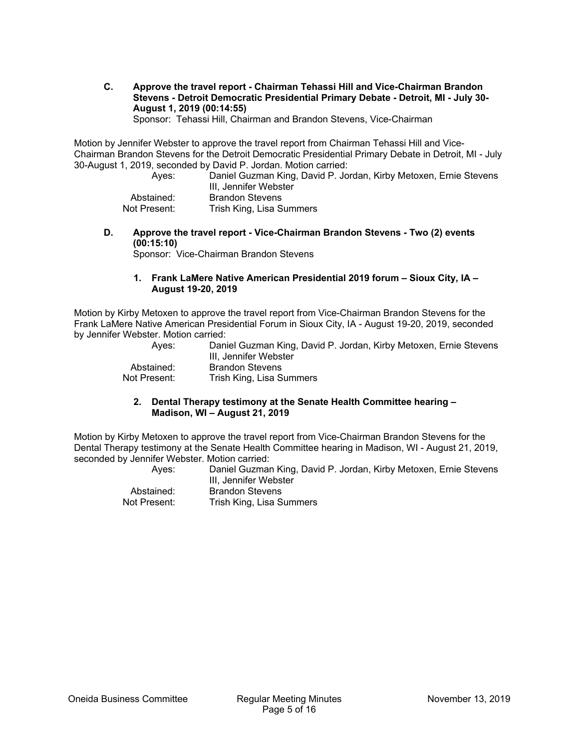**C. Approve the travel report - Chairman Tehassi Hill and Vice-Chairman Brandon Stevens - Detroit Democratic Presidential Primary Debate - Detroit, MI - July 30-August 1, 2019 (00:14:55)**
Sponsor: Tehassi Hill, Chairman and Brandon Stevens, Vice-Chairman

Motion by Jennifer Webster to approve the travel report from Chairman Tehassi Hill and Vice-Chairman Brandon Stevens for the Detroit Democratic Presidential Primary Debate in Detroit, MI - July 30-August 1, 2019, seconded by David P. Jordan. Motion carried:

| | |
|---|---|
| Ayes: | Daniel Guzman King, David P. Jordan, Kirby Metoxen, Ernie Stevens III, Jennifer Webster |
| Abstained: | Brandon Stevens |
| Not Present: | Trish King, Lisa Summers |

**D. Approve the travel report - Vice-Chairman Brandon Stevens - Two (2) events (00:15:10)**
Sponsor: Vice-Chairman Brandon Stevens

**1. Frank LaMere Native American Presidential 2019 forum – Sioux City, IA – August 19-20, 2019**

Motion by Kirby Metoxen to approve the travel report from Vice-Chairman Brandon Stevens for the Frank LaMere Native American Presidential Forum in Sioux City, IA - August 19-20, 2019, seconded by Jennifer Webster. Motion carried:

| | |
|---|---|
| Ayes: | Daniel Guzman King, David P. Jordan, Kirby Metoxen, Ernie Stevens III, Jennifer Webster |
| Abstained: | Brandon Stevens |
| Not Present: | Trish King, Lisa Summers |

**2. Dental Therapy testimony at the Senate Health Committee hearing – Madison, WI – August 21, 2019**

Motion by Kirby Metoxen to approve the travel report from Vice-Chairman Brandon Stevens for the Dental Therapy testimony at the Senate Health Committee hearing in Madison, WI - August 21, 2019, seconded by Jennifer Webster. Motion carried:

| | |
|---|---|
| Ayes: | Daniel Guzman King, David P. Jordan, Kirby Metoxen, Ernie Stevens III, Jennifer Webster |
| Abstained: | Brandon Stevens |
| Not Present: | Trish King, Lisa Summers |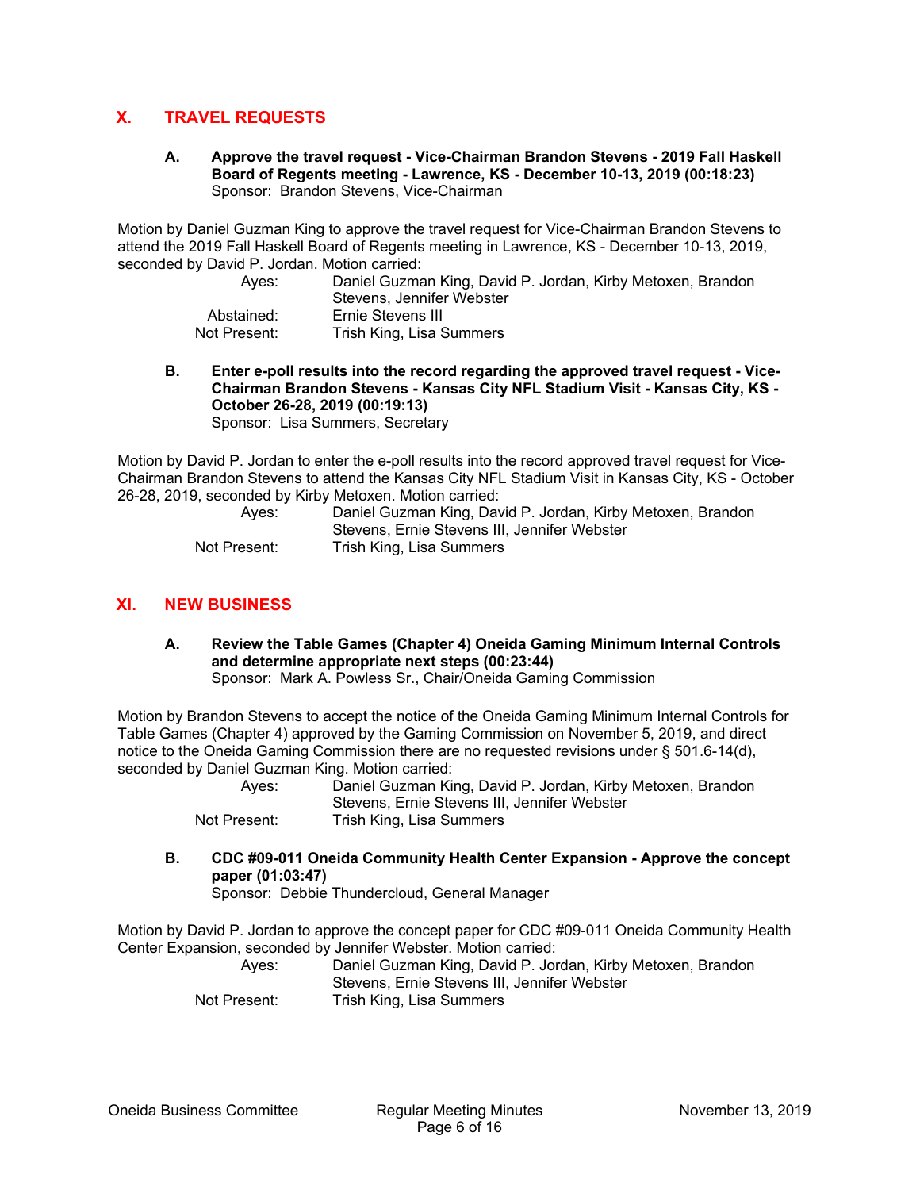## X. TRAVEL REQUESTS

**A. Approve the travel request - Vice-Chairman Brandon Stevens - 2019 Fall Haskell Board of Regents meeting - Lawrence, KS - December 10-13, 2019 (00:18:23)**
Sponsor: Brandon Stevens, Vice-Chairman

Motion by Daniel Guzman King to approve the travel request for Vice-Chairman Brandon Stevens to attend the 2019 Fall Haskell Board of Regents meeting in Lawrence, KS - December 10-13, 2019, seconded by David P. Jordan. Motion carried:

| | |
|---|---|
| Ayes: | Daniel Guzman King, David P. Jordan, Kirby Metoxen, Brandon Stevens, Jennifer Webster |
| Abstained: | Ernie Stevens III |
| Not Present: | Trish King, Lisa Summers |

**B. Enter e-poll results into the record regarding the approved travel request - Vice-Chairman Brandon Stevens - Kansas City NFL Stadium Visit - Kansas City, KS - October 26-28, 2019 (00:19:13)**
Sponsor: Lisa Summers, Secretary

Motion by David P. Jordan to enter the e-poll results into the record approved travel request for Vice-Chairman Brandon Stevens to attend the Kansas City NFL Stadium Visit in Kansas City, KS - October 26-28, 2019, seconded by Kirby Metoxen. Motion carried:

| | |
|---|---|
| Ayes: | Daniel Guzman King, David P. Jordan, Kirby Metoxen, Brandon Stevens, Ernie Stevens III, Jennifer Webster |
| Not Present: | Trish King, Lisa Summers |

## XI. NEW BUSINESS

**A. Review the Table Games (Chapter 4) Oneida Gaming Minimum Internal Controls and determine appropriate next steps (00:23:44)**
Sponsor: Mark A. Powless Sr., Chair/Oneida Gaming Commission

Motion by Brandon Stevens to accept the notice of the Oneida Gaming Minimum Internal Controls for Table Games (Chapter 4) approved by the Gaming Commission on November 5, 2019, and direct notice to the Oneida Gaming Commission there are no requested revisions under § 501.6-14(d), seconded by Daniel Guzman King. Motion carried:

| | |
|---|---|
| Ayes: | Daniel Guzman King, David P. Jordan, Kirby Metoxen, Brandon Stevens, Ernie Stevens III, Jennifer Webster |
| Not Present: | Trish King, Lisa Summers |

**B. CDC #09-011 Oneida Community Health Center Expansion - Approve the concept paper (01:03:47)**
Sponsor: Debbie Thundercloud, General Manager

Motion by David P. Jordan to approve the concept paper for CDC #09-011 Oneida Community Health Center Expansion, seconded by Jennifer Webster. Motion carried:

| | |
|---|---|
| Ayes: | Daniel Guzman King, David P. Jordan, Kirby Metoxen, Brandon Stevens, Ernie Stevens III, Jennifer Webster |
| Not Present: | Trish King, Lisa Summers |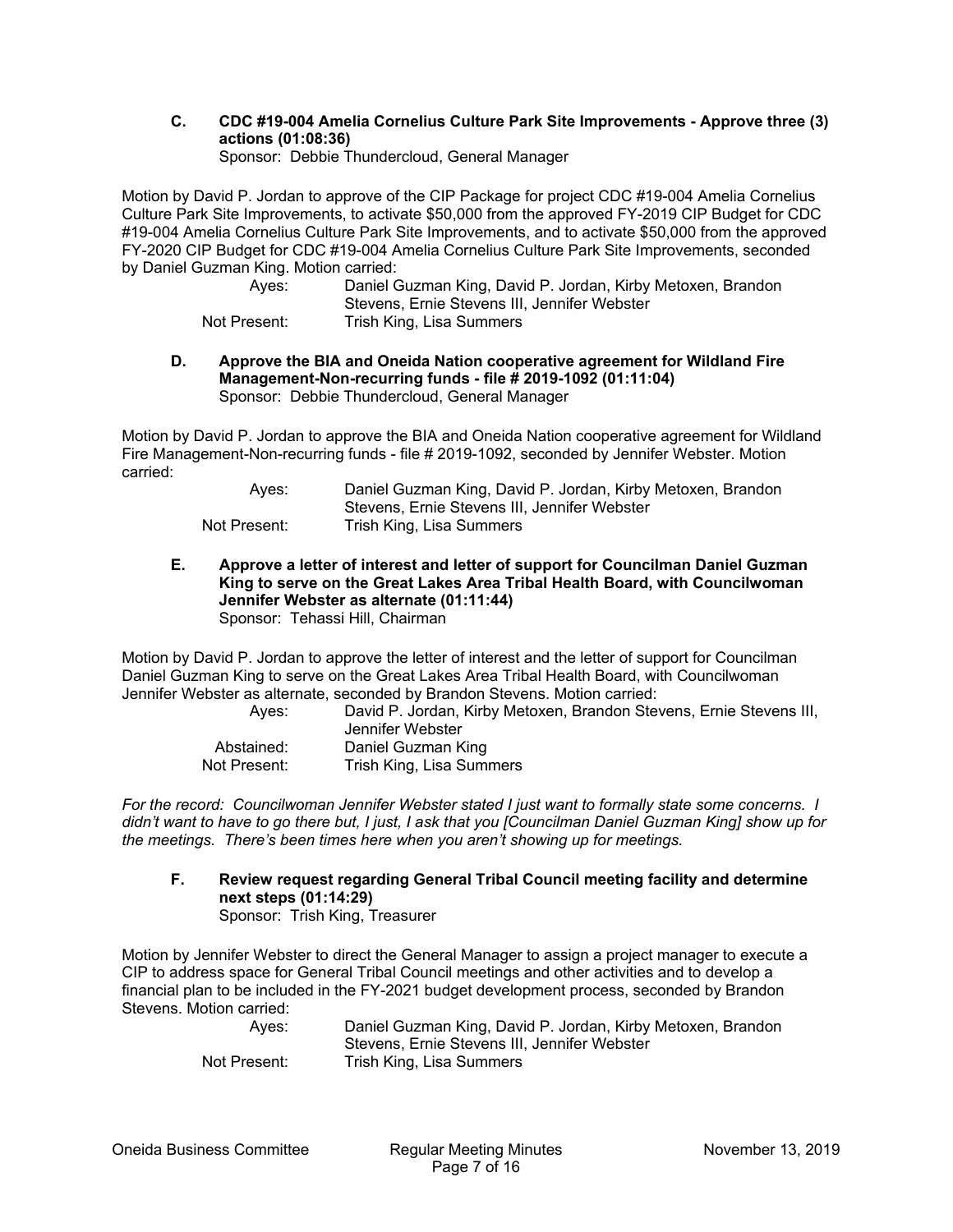**C. CDC #19-004 Amelia Cornelius Culture Park Site Improvements - Approve three (3) actions (01:08:36)**
Sponsor: Debbie Thundercloud, General Manager

Motion by David P. Jordan to approve of the CIP Package for project CDC #19-004 Amelia Cornelius Culture Park Site Improvements, to activate $50,000 from the approved FY-2019 CIP Budget for CDC #19-004 Amelia Cornelius Culture Park Site Improvements, and to activate $50,000 from the approved FY-2020 CIP Budget for CDC #19-004 Amelia Cornelius Culture Park Site Improvements, seconded by Daniel Guzman King. Motion carried:

| | |
|---|---|
| Ayes: | Daniel Guzman King, David P. Jordan, Kirby Metoxen, Brandon Stevens, Ernie Stevens III, Jennifer Webster |
| Not Present: | Trish King, Lisa Summers |

**D. Approve the BIA and Oneida Nation cooperative agreement for Wildland Fire Management-Non-recurring funds - file # 2019-1092 (01:11:04)**
Sponsor: Debbie Thundercloud, General Manager

Motion by David P. Jordan to approve the BIA and Oneida Nation cooperative agreement for Wildland Fire Management-Non-recurring funds - file # 2019-1092, seconded by Jennifer Webster. Motion carried:

| | |
|---|---|
| Ayes: | Daniel Guzman King, David P. Jordan, Kirby Metoxen, Brandon Stevens, Ernie Stevens III, Jennifer Webster |
| Not Present: | Trish King, Lisa Summers |

**E. Approve a letter of interest and letter of support for Councilman Daniel Guzman King to serve on the Great Lakes Area Tribal Health Board, with Councilwoman Jennifer Webster as alternate (01:11:44)**
Sponsor: Tehassi Hill, Chairman

Motion by David P. Jordan to approve the letter of interest and the letter of support for Councilman Daniel Guzman King to serve on the Great Lakes Area Tribal Health Board, with Councilwoman Jennifer Webster as alternate, seconded by Brandon Stevens. Motion carried:

| | |
|---|---|
| Ayes: | David P. Jordan, Kirby Metoxen, Brandon Stevens, Ernie Stevens III, Jennifer Webster |
| Abstained: | Daniel Guzman King |
| Not Present: | Trish King, Lisa Summers |

*For the record: Councilwoman Jennifer Webster stated I just want to formally state some concerns. I didn't want to have to go there but, I just, I ask that you [Councilman Daniel Guzman King] show up for the meetings. There's been times here when you aren't showing up for meetings.*

**F. Review request regarding General Tribal Council meeting facility and determine next steps (01:14:29)**
Sponsor: Trish King, Treasurer

Motion by Jennifer Webster to direct the General Manager to assign a project manager to execute a CIP to address space for General Tribal Council meetings and other activities and to develop a financial plan to be included in the FY-2021 budget development process, seconded by Brandon Stevens. Motion carried:

| | |
|---|---|
| Ayes: | Daniel Guzman King, David P. Jordan, Kirby Metoxen, Brandon Stevens, Ernie Stevens III, Jennifer Webster |
| Not Present: | Trish King, Lisa Summers |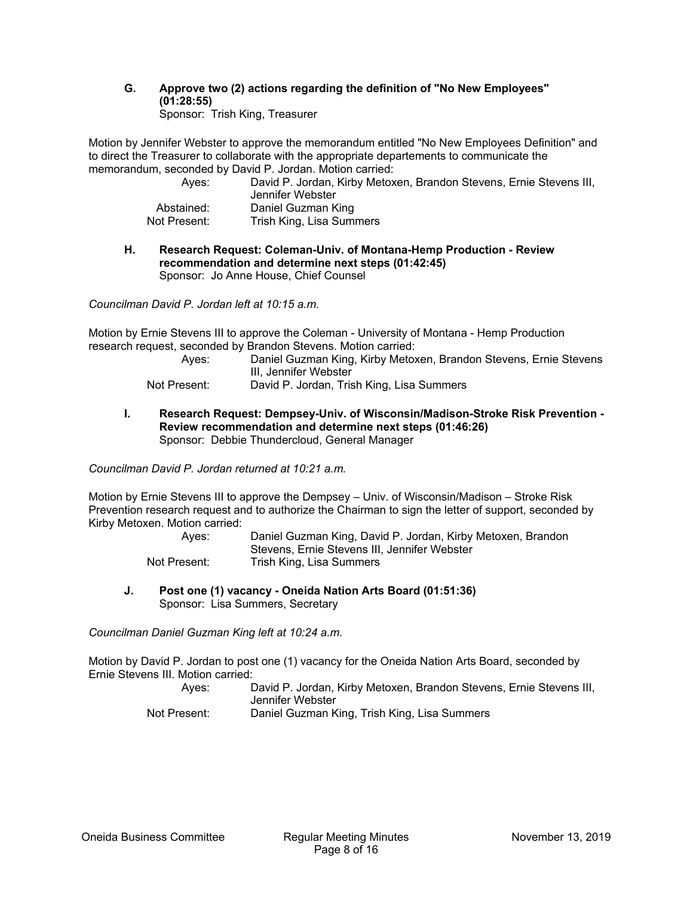**G. Approve two (2) actions regarding the definition of "No New Employees" (01:28:55)**
Sponsor: Trish King, Treasurer

Motion by Jennifer Webster to approve the memorandum entitled "No New Employees Definition" and to direct the Treasurer to collaborate with the appropriate departements to communicate the memorandum, seconded by David P. Jordan. Motion carried:

| | |
|---|---|
| Ayes: | David P. Jordan, Kirby Metoxen, Brandon Stevens, Ernie Stevens III, Jennifer Webster |
| Abstained: | Daniel Guzman King |
| Not Present: | Trish King, Lisa Summers |

**H. Research Request: Coleman-Univ. of Montana-Hemp Production - Review recommendation and determine next steps (01:42:45)**
Sponsor: Jo Anne House, Chief Counsel

*Councilman David P. Jordan left at 10:15 a.m.*

Motion by Ernie Stevens III to approve the Coleman - University of Montana - Hemp Production research request, seconded by Brandon Stevens. Motion carried:

| | |
|---|---|
| Ayes: | Daniel Guzman King, Kirby Metoxen, Brandon Stevens, Ernie Stevens III, Jennifer Webster |
| Not Present: | David P. Jordan, Trish King, Lisa Summers |

**I. Research Request: Dempsey-Univ. of Wisconsin/Madison-Stroke Risk Prevention - Review recommendation and determine next steps (01:46:26)**
Sponsor: Debbie Thundercloud, General Manager

*Councilman David P. Jordan returned at 10:21 a.m.*

Motion by Ernie Stevens III to approve the Dempsey – Univ. of Wisconsin/Madison – Stroke Risk Prevention research request and to authorize the Chairman to sign the letter of support, seconded by Kirby Metoxen. Motion carried:

| | |
|---|---|
| Ayes: | Daniel Guzman King, David P. Jordan, Kirby Metoxen, Brandon Stevens, Ernie Stevens III, Jennifer Webster |
| Not Present: | Trish King, Lisa Summers |

**J. Post one (1) vacancy - Oneida Nation Arts Board (01:51:36)**
Sponsor: Lisa Summers, Secretary

*Councilman Daniel Guzman King left at 10:24 a.m.*

Motion by David P. Jordan to post one (1) vacancy for the Oneida Nation Arts Board, seconded by Ernie Stevens III. Motion carried:

| | |
|---|---|
| Ayes: | David P. Jordan, Kirby Metoxen, Brandon Stevens, Ernie Stevens III, Jennifer Webster |
| Not Present: | Daniel Guzman King, Trish King, Lisa Summers |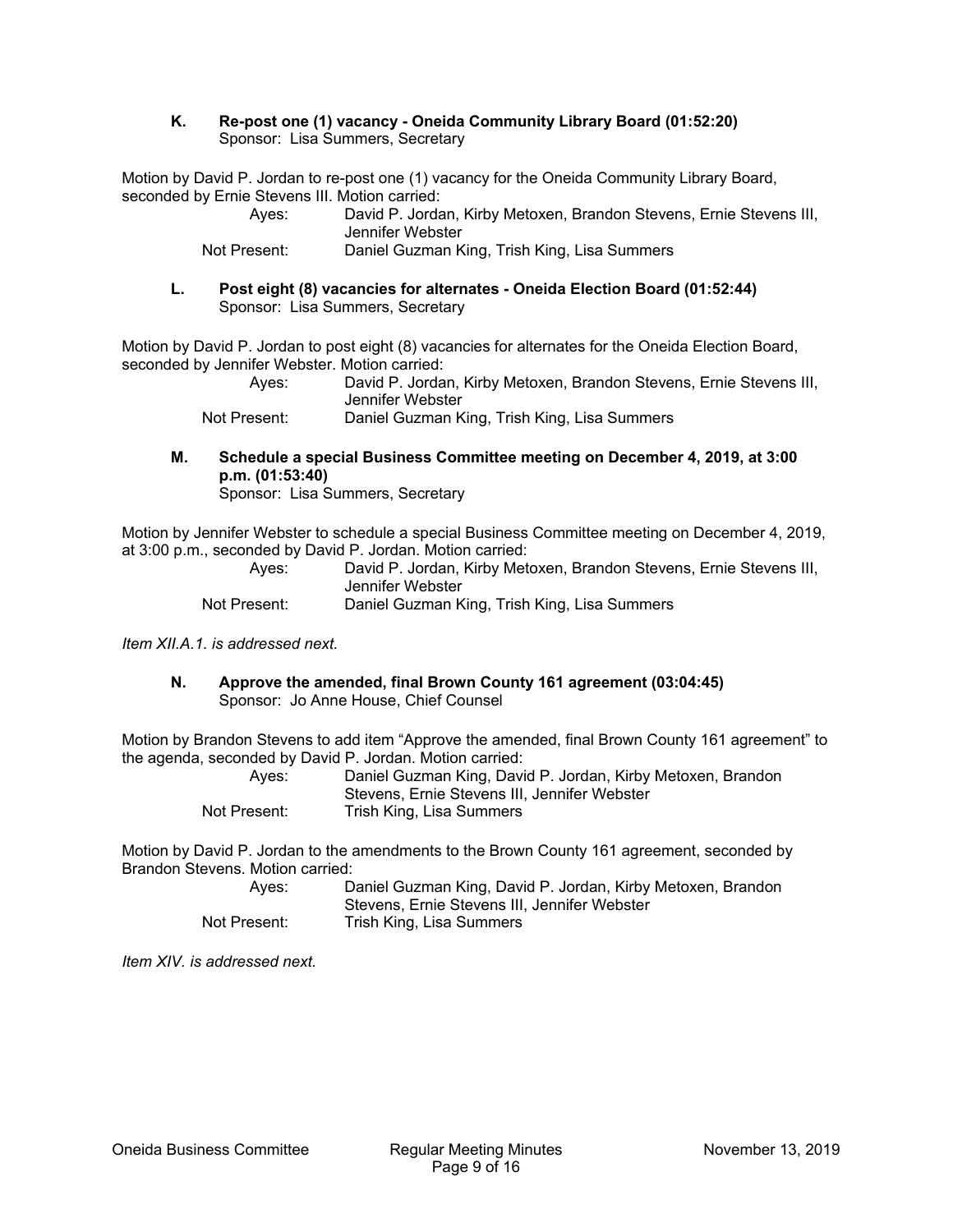**K. Re-post one (1) vacancy - Oneida Community Library Board (01:52:20)**
Sponsor: Lisa Summers, Secretary

Motion by David P. Jordan to re-post one (1) vacancy for the Oneida Community Library Board, seconded by Ernie Stevens III. Motion carried:

Ayes: David P. Jordan, Kirby Metoxen, Brandon Stevens, Ernie Stevens III, Jennifer Webster
Not Present: Daniel Guzman King, Trish King, Lisa Summers

**L. Post eight (8) vacancies for alternates - Oneida Election Board (01:52:44)**
Sponsor: Lisa Summers, Secretary

Motion by David P. Jordan to post eight (8) vacancies for alternates for the Oneida Election Board, seconded by Jennifer Webster. Motion carried:

Ayes: David P. Jordan, Kirby Metoxen, Brandon Stevens, Ernie Stevens III, Jennifer Webster
Not Present: Daniel Guzman King, Trish King, Lisa Summers

**M. Schedule a special Business Committee meeting on December 4, 2019, at 3:00 p.m. (01:53:40)**
Sponsor: Lisa Summers, Secretary

Motion by Jennifer Webster to schedule a special Business Committee meeting on December 4, 2019, at 3:00 p.m., seconded by David P. Jordan. Motion carried:

Ayes: David P. Jordan, Kirby Metoxen, Brandon Stevens, Ernie Stevens III, Jennifer Webster
Not Present: Daniel Guzman King, Trish King, Lisa Summers

*Item XII.A.1. is addressed next.*

**N. Approve the amended, final Brown County 161 agreement (03:04:45)**
Sponsor: Jo Anne House, Chief Counsel

Motion by Brandon Stevens to add item "Approve the amended, final Brown County 161 agreement" to the agenda, seconded by David P. Jordan. Motion carried:

Ayes: Daniel Guzman King, David P. Jordan, Kirby Metoxen, Brandon Stevens, Ernie Stevens III, Jennifer Webster
Not Present: Trish King, Lisa Summers

Motion by David P. Jordan to the amendments to the Brown County 161 agreement, seconded by Brandon Stevens. Motion carried:

Ayes: Daniel Guzman King, David P. Jordan, Kirby Metoxen, Brandon Stevens, Ernie Stevens III, Jennifer Webster
Not Present: Trish King, Lisa Summers

*Item XIV. is addressed next.*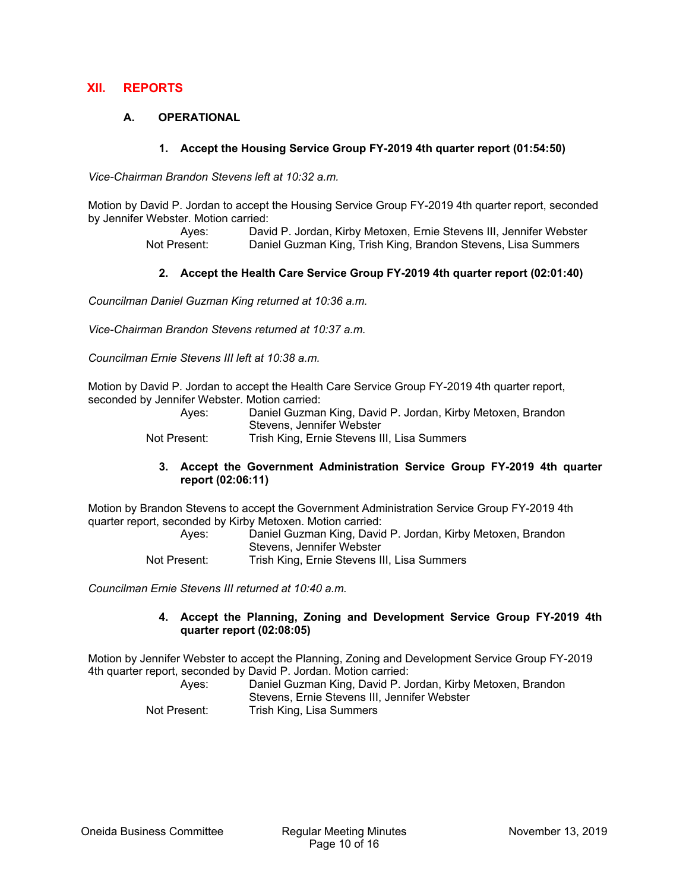## XII. REPORTS

### A. OPERATIONAL

#### 1. Accept the Housing Service Group FY-2019 4th quarter report (01:54:50)

*Vice-Chairman Brandon Stevens left at 10:32 a.m.*

Motion by David P. Jordan to accept the Housing Service Group FY-2019 4th quarter report, seconded by Jennifer Webster. Motion carried:

Ayes: David P. Jordan, Kirby Metoxen, Ernie Stevens III, Jennifer Webster
Not Present: Daniel Guzman King, Trish King, Brandon Stevens, Lisa Summers

#### 2. Accept the Health Care Service Group FY-2019 4th quarter report (02:01:40)

*Councilman Daniel Guzman King returned at 10:36 a.m.*

*Vice-Chairman Brandon Stevens returned at 10:37 a.m.*

*Councilman Ernie Stevens III left at 10:38 a.m.*

Motion by David P. Jordan to accept the Health Care Service Group FY-2019 4th quarter report, seconded by Jennifer Webster. Motion carried:

Ayes: Daniel Guzman King, David P. Jordan, Kirby Metoxen, Brandon Stevens, Jennifer Webster
Not Present: Trish King, Ernie Stevens III, Lisa Summers

#### 3. Accept the Government Administration Service Group FY-2019 4th quarter report (02:06:11)

Motion by Brandon Stevens to accept the Government Administration Service Group FY-2019 4th quarter report, seconded by Kirby Metoxen. Motion carried:

Ayes: Daniel Guzman King, David P. Jordan, Kirby Metoxen, Brandon Stevens, Jennifer Webster
Not Present: Trish King, Ernie Stevens III, Lisa Summers

*Councilman Ernie Stevens III returned at 10:40 a.m.*

#### 4. Accept the Planning, Zoning and Development Service Group FY-2019 4th quarter report (02:08:05)

Motion by Jennifer Webster to accept the Planning, Zoning and Development Service Group FY-2019 4th quarter report, seconded by David P. Jordan. Motion carried:

Ayes: Daniel Guzman King, David P. Jordan, Kirby Metoxen, Brandon Stevens, Ernie Stevens III, Jennifer Webster
Not Present: Trish King, Lisa Summers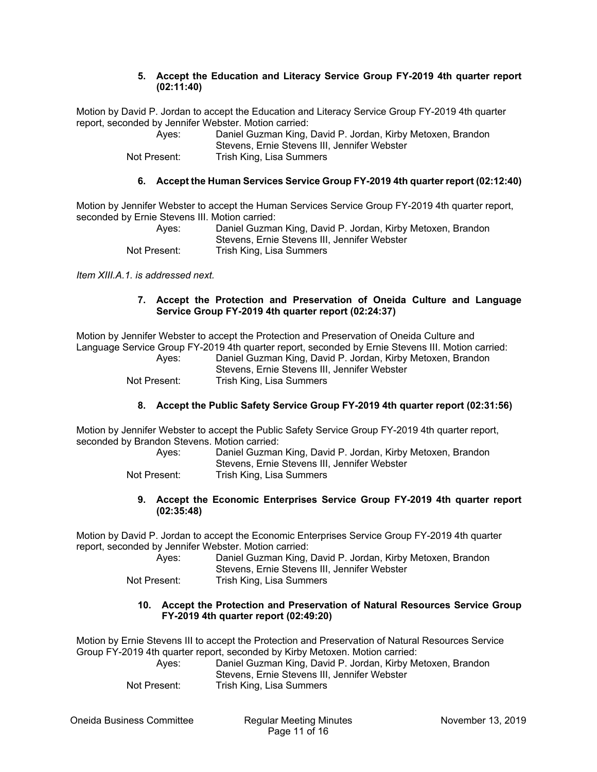#### 5. Accept the Education and Literacy Service Group FY-2019 4th quarter report (02:11:40)

Motion by David P. Jordan to accept the Education and Literacy Service Group FY-2019 4th quarter report, seconded by Jennifer Webster. Motion carried:

Ayes: Daniel Guzman King, David P. Jordan, Kirby Metoxen, Brandon Stevens, Ernie Stevens III, Jennifer Webster
Not Present: Trish King, Lisa Summers

#### 6. Accept the Human Services Service Group FY-2019 4th quarter report (02:12:40)

Motion by Jennifer Webster to accept the Human Services Service Group FY-2019 4th quarter report, seconded by Ernie Stevens III. Motion carried:

Ayes: Daniel Guzman King, David P. Jordan, Kirby Metoxen, Brandon Stevens, Ernie Stevens III, Jennifer Webster
Not Present: Trish King, Lisa Summers

*Item XIII.A.1. is addressed next.*

#### 7. Accept the Protection and Preservation of Oneida Culture and Language Service Group FY-2019 4th quarter report (02:24:37)

Motion by Jennifer Webster to accept the Protection and Preservation of Oneida Culture and Language Service Group FY-2019 4th quarter report, seconded by Ernie Stevens III. Motion carried:

Ayes: Daniel Guzman King, David P. Jordan, Kirby Metoxen, Brandon Stevens, Ernie Stevens III, Jennifer Webster
Not Present: Trish King, Lisa Summers

#### 8. Accept the Public Safety Service Group FY-2019 4th quarter report (02:31:56)

Motion by Jennifer Webster to accept the Public Safety Service Group FY-2019 4th quarter report, seconded by Brandon Stevens. Motion carried:

Ayes: Daniel Guzman King, David P. Jordan, Kirby Metoxen, Brandon Stevens, Ernie Stevens III, Jennifer Webster
Not Present: Trish King, Lisa Summers

#### 9. Accept the Economic Enterprises Service Group FY-2019 4th quarter report (02:35:48)

Motion by David P. Jordan to accept the Economic Enterprises Service Group FY-2019 4th quarter report, seconded by Jennifer Webster. Motion carried:

Ayes: Daniel Guzman King, David P. Jordan, Kirby Metoxen, Brandon Stevens, Ernie Stevens III, Jennifer Webster
Not Present: Trish King, Lisa Summers

#### 10. Accept the Protection and Preservation of Natural Resources Service Group FY-2019 4th quarter report (02:49:20)

Motion by Ernie Stevens III to accept the Protection and Preservation of Natural Resources Service Group FY-2019 4th quarter report, seconded by Kirby Metoxen. Motion carried:

Ayes: Daniel Guzman King, David P. Jordan, Kirby Metoxen, Brandon Stevens, Ernie Stevens III, Jennifer Webster
Not Present: Trish King, Lisa Summers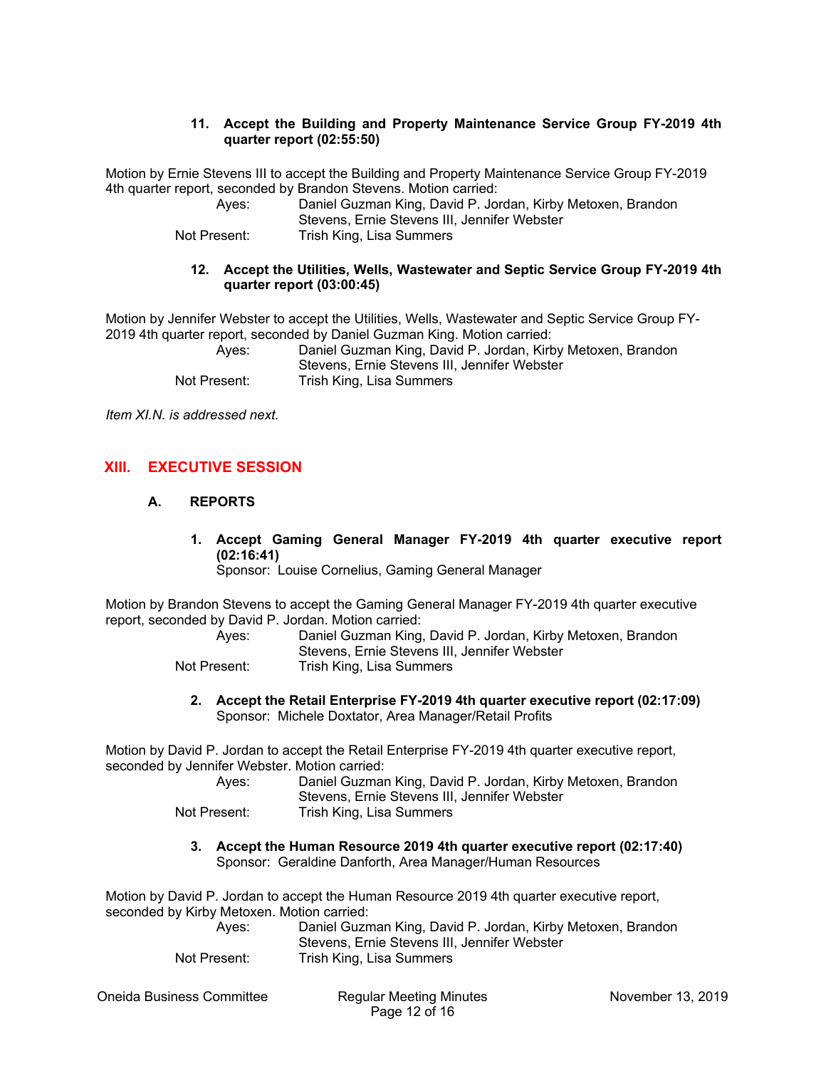#### 11. Accept the Building and Property Maintenance Service Group FY-2019 4th quarter report (02:55:50)

Motion by Ernie Stevens III to accept the Building and Property Maintenance Service Group FY-2019 4th quarter report, seconded by Brandon Stevens. Motion carried:

Ayes: Daniel Guzman King, David P. Jordan, Kirby Metoxen, Brandon Stevens, Ernie Stevens III, Jennifer Webster
Not Present: Trish King, Lisa Summers

#### 12. Accept the Utilities, Wells, Wastewater and Septic Service Group FY-2019 4th quarter report (03:00:45)

Motion by Jennifer Webster to accept the Utilities, Wells, Wastewater and Septic Service Group FY-2019 4th quarter report, seconded by Daniel Guzman King. Motion carried:

Ayes: Daniel Guzman King, David P. Jordan, Kirby Metoxen, Brandon Stevens, Ernie Stevens III, Jennifer Webster
Not Present: Trish King, Lisa Summers

*Item XI.N. is addressed next.*

## XIII. EXECUTIVE SESSION

### A. REPORTS

#### 1. Accept Gaming General Manager FY-2019 4th quarter executive report (02:16:41)

Sponsor: Louise Cornelius, Gaming General Manager

Motion by Brandon Stevens to accept the Gaming General Manager FY-2019 4th quarter executive report, seconded by David P. Jordan. Motion carried:

Ayes: Daniel Guzman King, David P. Jordan, Kirby Metoxen, Brandon Stevens, Ernie Stevens III, Jennifer Webster
Not Present: Trish King, Lisa Summers

#### 2. Accept the Retail Enterprise FY-2019 4th quarter executive report (02:17:09)

Sponsor: Michele Doxtator, Area Manager/Retail Profits

Motion by David P. Jordan to accept the Retail Enterprise FY-2019 4th quarter executive report, seconded by Jennifer Webster. Motion carried:

Ayes: Daniel Guzman King, David P. Jordan, Kirby Metoxen, Brandon Stevens, Ernie Stevens III, Jennifer Webster
Not Present: Trish King, Lisa Summers

#### 3. Accept the Human Resource 2019 4th quarter executive report (02:17:40)

Sponsor: Geraldine Danforth, Area Manager/Human Resources

Motion by David P. Jordan to accept the Human Resource 2019 4th quarter executive report, seconded by Kirby Metoxen. Motion carried:

Ayes: Daniel Guzman King, David P. Jordan, Kirby Metoxen, Brandon Stevens, Ernie Stevens III, Jennifer Webster
Not Present: Trish King, Lisa Summers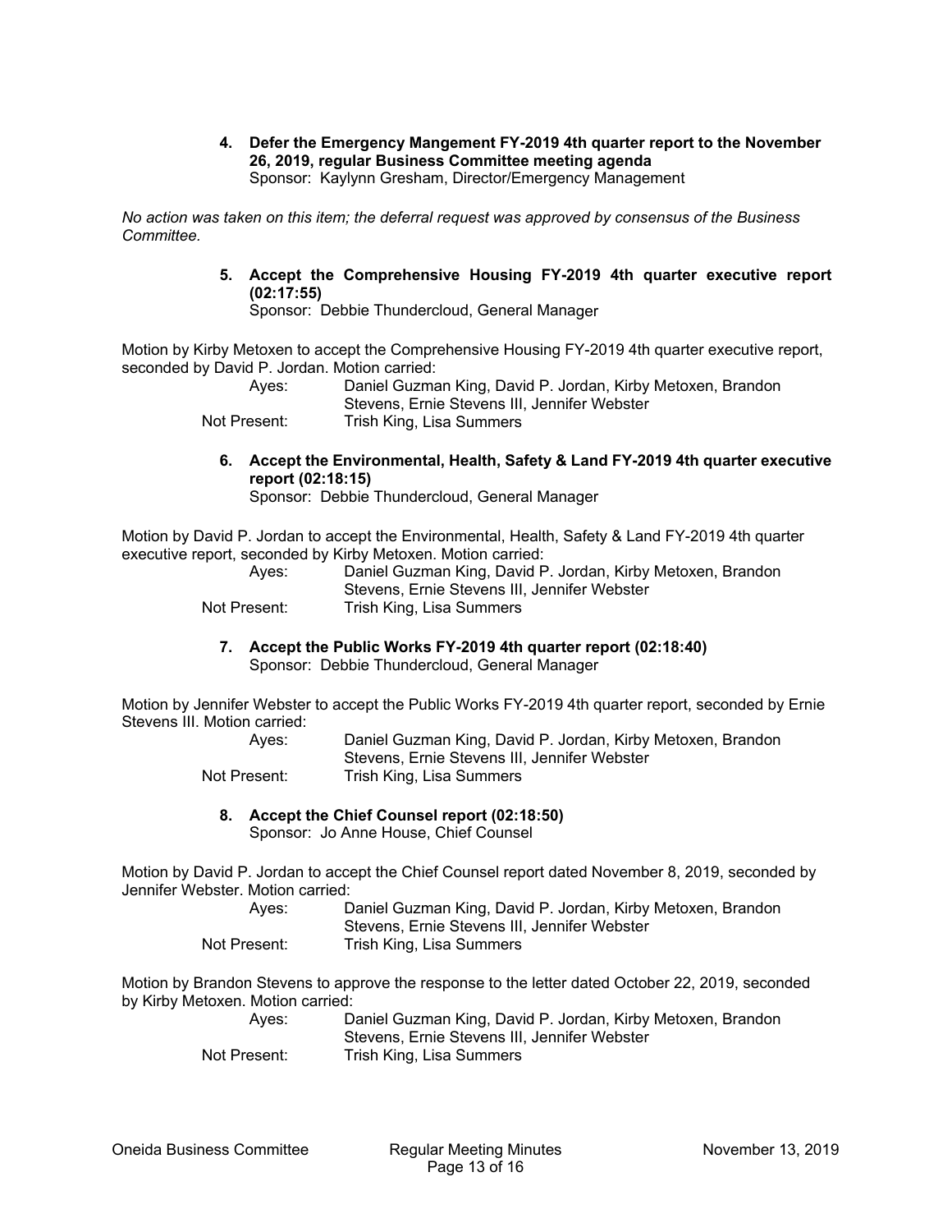4. **Defer the Emergency Mangement FY-2019 4th quarter report to the November 26, 2019, regular Business Committee meeting agenda**
   Sponsor: Kaylynn Gresham, Director/Emergency Management

*No action was taken on this item; the deferral request was approved by consensus of the Business Committee.*

5. **Accept the Comprehensive Housing FY-2019 4th quarter executive report (02:17:55)**
   Sponsor: Debbie Thundercloud, General Manager

Motion by Kirby Metoxen to accept the Comprehensive Housing FY-2019 4th quarter executive report, seconded by David P. Jordan. Motion carried:

Ayes: Daniel Guzman King, David P. Jordan, Kirby Metoxen, Brandon Stevens, Ernie Stevens III, Jennifer Webster
Not Present: Trish King, Lisa Summers

6. **Accept the Environmental, Health, Safety & Land FY-2019 4th quarter executive report (02:18:15)**
   Sponsor: Debbie Thundercloud, General Manager

Motion by David P. Jordan to accept the Environmental, Health, Safety & Land FY-2019 4th quarter executive report, seconded by Kirby Metoxen. Motion carried:

Ayes: Daniel Guzman King, David P. Jordan, Kirby Metoxen, Brandon Stevens, Ernie Stevens III, Jennifer Webster
Not Present: Trish King, Lisa Summers

7. **Accept the Public Works FY-2019 4th quarter report (02:18:40)**
   Sponsor: Debbie Thundercloud, General Manager

Motion by Jennifer Webster to accept the Public Works FY-2019 4th quarter report, seconded by Ernie Stevens III. Motion carried:

Ayes: Daniel Guzman King, David P. Jordan, Kirby Metoxen, Brandon Stevens, Ernie Stevens III, Jennifer Webster
Not Present: Trish King, Lisa Summers

8. **Accept the Chief Counsel report (02:18:50)**
   Sponsor: Jo Anne House, Chief Counsel

Motion by David P. Jordan to accept the Chief Counsel report dated November 8, 2019, seconded by Jennifer Webster. Motion carried:

Ayes: Daniel Guzman King, David P. Jordan, Kirby Metoxen, Brandon Stevens, Ernie Stevens III, Jennifer Webster
Not Present: Trish King, Lisa Summers

Motion by Brandon Stevens to approve the response to the letter dated October 22, 2019, seconded by Kirby Metoxen. Motion carried:

Ayes: Daniel Guzman King, David P. Jordan, Kirby Metoxen, Brandon Stevens, Ernie Stevens III, Jennifer Webster
Not Present: Trish King, Lisa Summers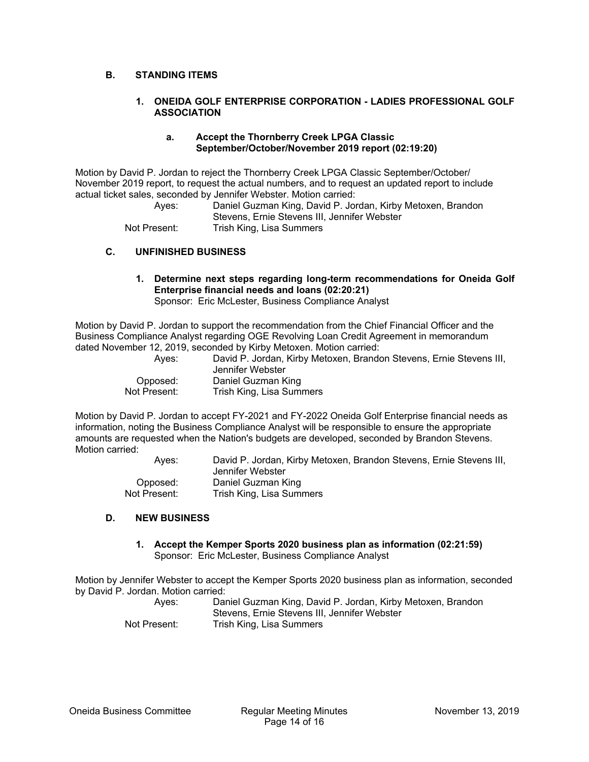### B. STANDING ITEMS

#### 1. ONEIDA GOLF ENTERPRISE CORPORATION - LADIES PROFESSIONAL GOLF ASSOCIATION

##### a. Accept the Thornberry Creek LPGA Classic September/October/November 2019 report (02:19:20)

Motion by David P. Jordan to reject the Thornberry Creek LPGA Classic September/October/November 2019 report, to request the actual numbers, and to request an updated report to include actual ticket sales, seconded by Jennifer Webster. Motion carried:

| | |
|---|---|
| Ayes: | Daniel Guzman King, David P. Jordan, Kirby Metoxen, Brandon Stevens, Ernie Stevens III, Jennifer Webster |
| Not Present: | Trish King, Lisa Summers |

### C. UNFINISHED BUSINESS

#### 1. Determine next steps regarding long-term recommendations for Oneida Golf Enterprise financial needs and loans (02:20:21)

Sponsor: Eric McLester, Business Compliance Analyst

Motion by David P. Jordan to support the recommendation from the Chief Financial Officer and the Business Compliance Analyst regarding OGE Revolving Loan Credit Agreement in memorandum dated November 12, 2019, seconded by Kirby Metoxen. Motion carried:

| | |
|---|---|
| Ayes: | David P. Jordan, Kirby Metoxen, Brandon Stevens, Ernie Stevens III, Jennifer Webster |
| Opposed: | Daniel Guzman King |
| Not Present: | Trish King, Lisa Summers |

Motion by David P. Jordan to accept FY-2021 and FY-2022 Oneida Golf Enterprise financial needs as information, noting the Business Compliance Analyst will be responsible to ensure the appropriate amounts are requested when the Nation's budgets are developed, seconded by Brandon Stevens. Motion carried:

| | |
|---|---|
| Ayes: | David P. Jordan, Kirby Metoxen, Brandon Stevens, Ernie Stevens III, Jennifer Webster |
| Opposed: | Daniel Guzman King |
| Not Present: | Trish King, Lisa Summers |

### D. NEW BUSINESS

#### 1. Accept the Kemper Sports 2020 business plan as information (02:21:59)

Sponsor: Eric McLester, Business Compliance Analyst

Motion by Jennifer Webster to accept the Kemper Sports 2020 business plan as information, seconded by David P. Jordan. Motion carried:

| | |
|---|---|
| Ayes: | Daniel Guzman King, David P. Jordan, Kirby Metoxen, Brandon Stevens, Ernie Stevens III, Jennifer Webster |
| Not Present: | Trish King, Lisa Summers |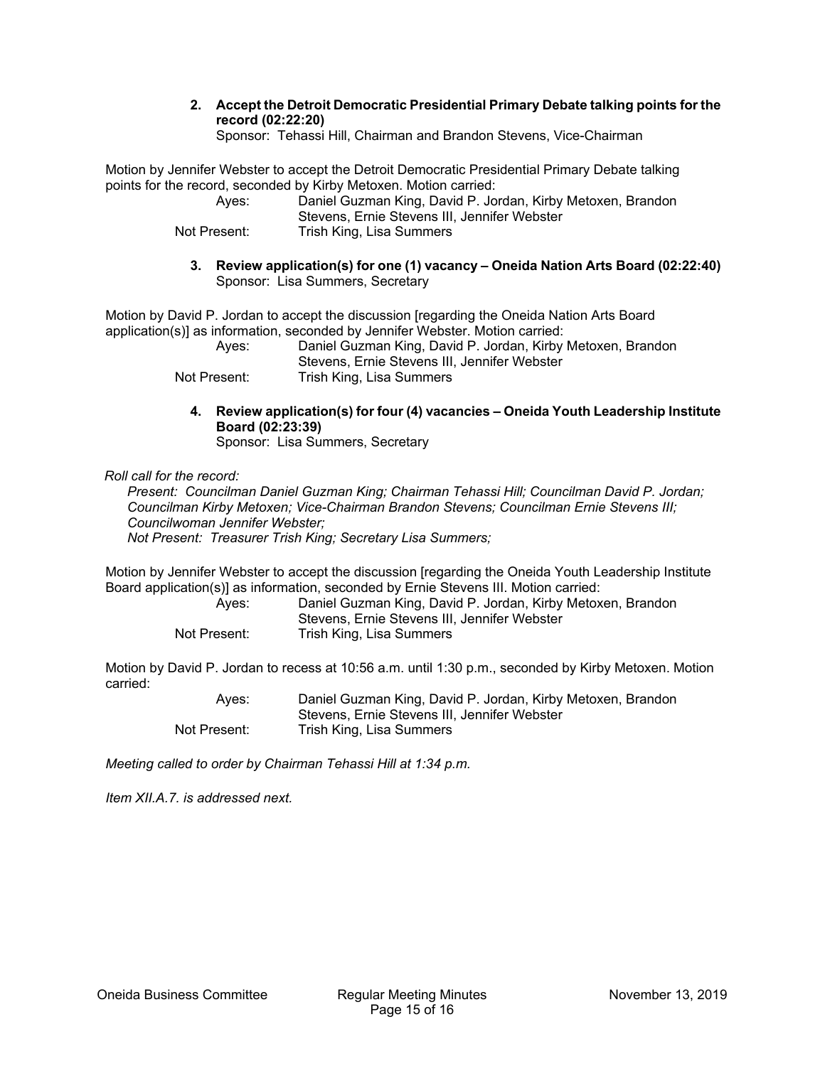**2. Accept the Detroit Democratic Presidential Primary Debate talking points for the record (02:22:20)**
Sponsor: Tehassi Hill, Chairman and Brandon Stevens, Vice-Chairman

Motion by Jennifer Webster to accept the Detroit Democratic Presidential Primary Debate talking points for the record, seconded by Kirby Metoxen. Motion carried:

Ayes: Daniel Guzman King, David P. Jordan, Kirby Metoxen, Brandon Stevens, Ernie Stevens III, Jennifer Webster
Not Present: Trish King, Lisa Summers

**3. Review application(s) for one (1) vacancy – Oneida Nation Arts Board (02:22:40)**
Sponsor: Lisa Summers, Secretary

Motion by David P. Jordan to accept the discussion [regarding the Oneida Nation Arts Board application(s)] as information, seconded by Jennifer Webster. Motion carried:

Ayes: Daniel Guzman King, David P. Jordan, Kirby Metoxen, Brandon Stevens, Ernie Stevens III, Jennifer Webster
Not Present: Trish King, Lisa Summers

**4. Review application(s) for four (4) vacancies – Oneida Youth Leadership Institute Board (02:23:39)**
Sponsor: Lisa Summers, Secretary

*Roll call for the record:*
*Present: Councilman Daniel Guzman King; Chairman Tehassi Hill; Councilman David P. Jordan; Councilman Kirby Metoxen; Vice-Chairman Brandon Stevens; Councilman Ernie Stevens III; Councilwoman Jennifer Webster;*
*Not Present: Treasurer Trish King; Secretary Lisa Summers;*

Motion by Jennifer Webster to accept the discussion [regarding the Oneida Youth Leadership Institute Board application(s)] as information, seconded by Ernie Stevens III. Motion carried:

Ayes: Daniel Guzman King, David P. Jordan, Kirby Metoxen, Brandon Stevens, Ernie Stevens III, Jennifer Webster
Not Present: Trish King, Lisa Summers

Motion by David P. Jordan to recess at 10:56 a.m. until 1:30 p.m., seconded by Kirby Metoxen. Motion carried:

Ayes: Daniel Guzman King, David P. Jordan, Kirby Metoxen, Brandon Stevens, Ernie Stevens III, Jennifer Webster
Not Present: Trish King, Lisa Summers

*Meeting called to order by Chairman Tehassi Hill at 1:34 p.m.*

*Item XII.A.7. is addressed next.*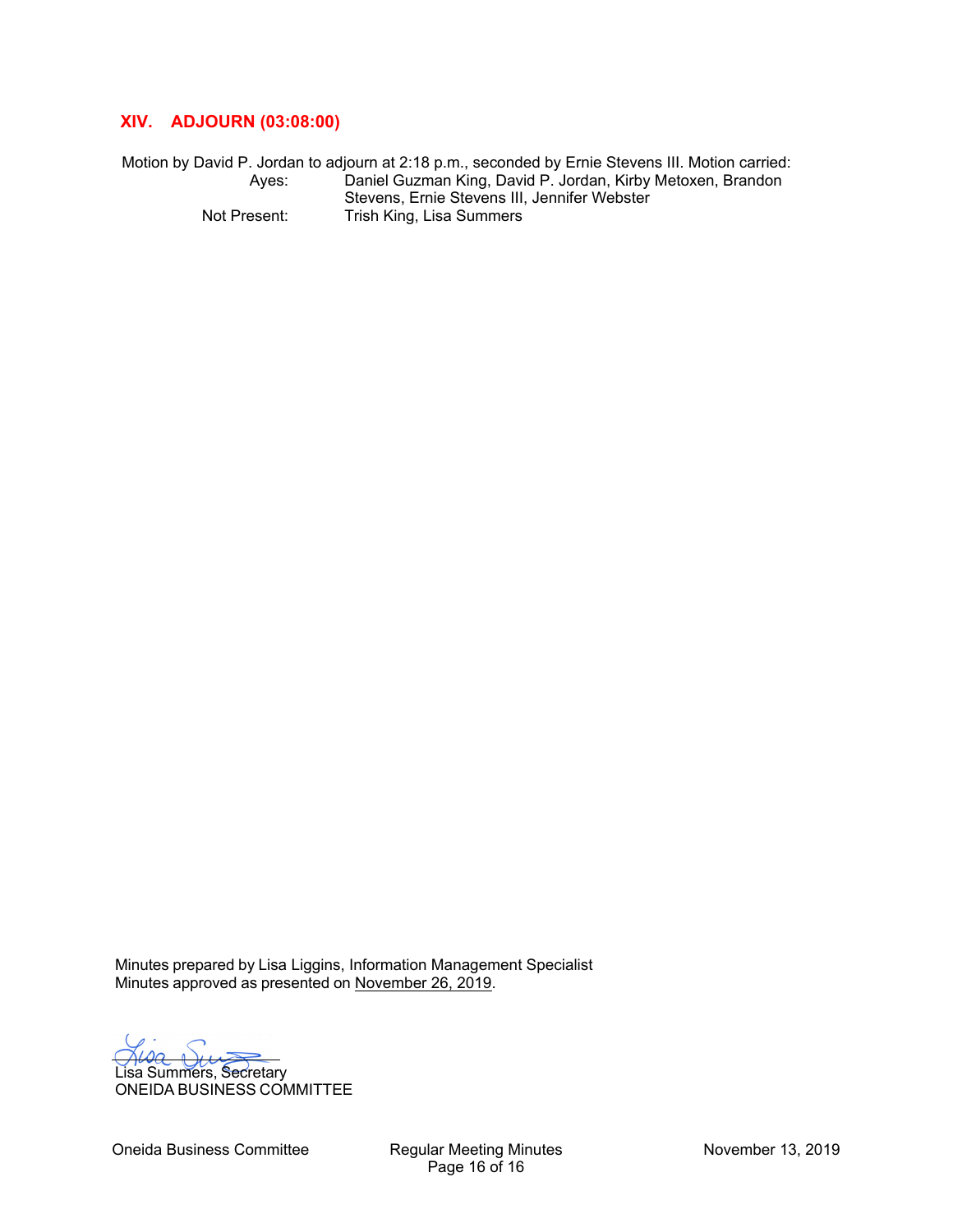## XIV. ADJOURN (03:08:00)

Motion by David P. Jordan to adjourn at 2:18 p.m., seconded by Ernie Stevens III. Motion carried:

| | |
|---|---|
| Ayes: | Daniel Guzman King, David P. Jordan, Kirby Metoxen, Brandon Stevens, Ernie Stevens III, Jennifer Webster |
| Not Present: | Trish King, Lisa Summers |

Minutes prepared by Lisa Liggins, Information Management Specialist
Minutes approved as presented on November 26, 2019.

Lisa Summers, Secretary
ONEIDA BUSINESS COMMITTEE